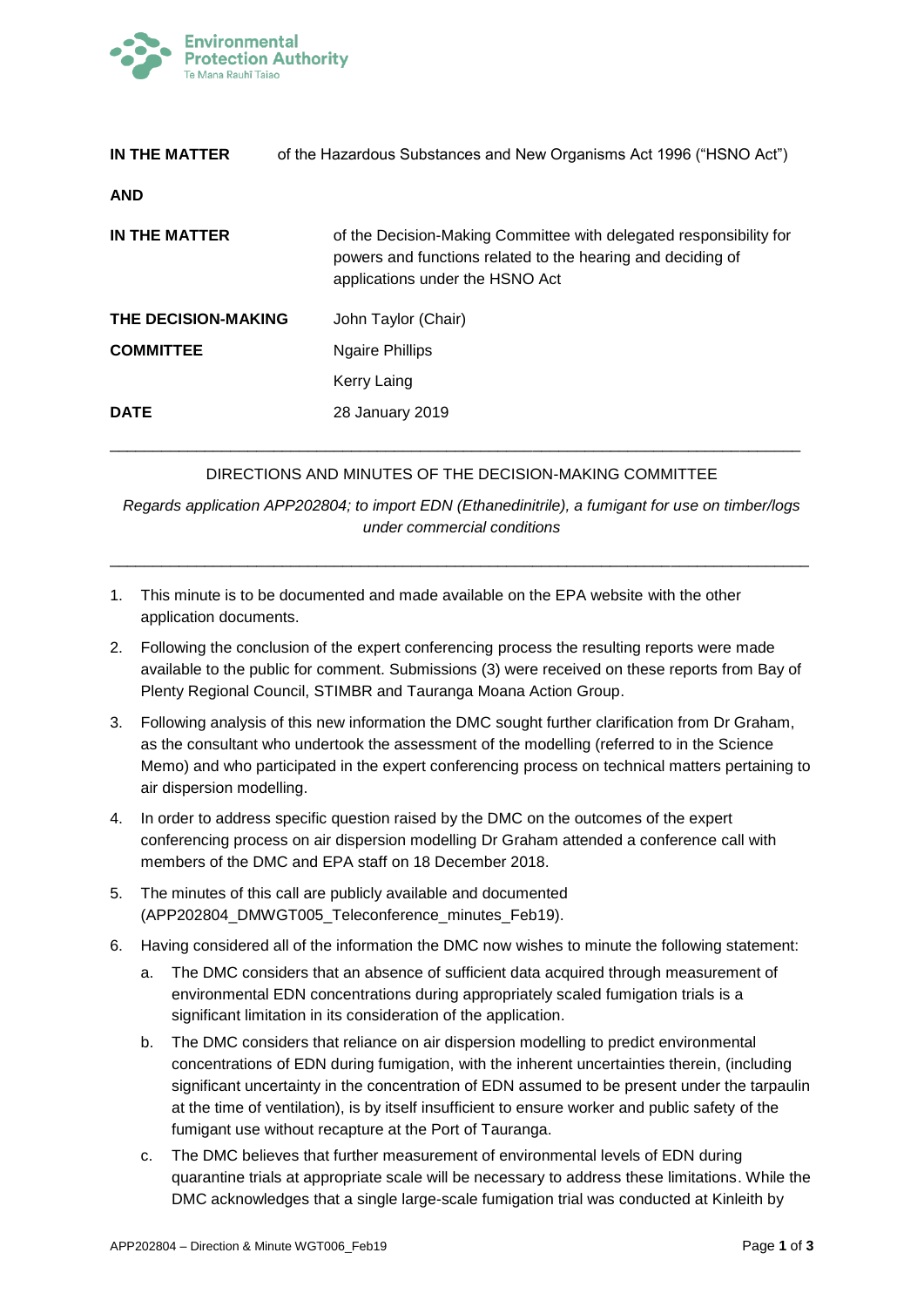| | |
|---|---|
| **IN THE MATTER** | of the Hazardous Substances and New Organisms Act 1996 ("HSNO Act") |
| **AND** | |
| **IN THE MATTER** | of the Decision-Making Committee with delegated responsibility for powers and functions related to the hearing and deciding of applications under the HSNO Act |
| **THE DECISION-MAKING COMMITTEE** | John Taylor (Chair) |
| | Ngaire Phillips |
| | Kerry Laing |
| **DATE** | 28 January 2019 |

---

DIRECTIONS AND MINUTES OF THE DECISION-MAKING COMMITTEE

*Regards application APP202804; to import EDN (Ethanedinitrile), a fumigant for use on timber/logs under commercial conditions*

---

1. This minute is to be documented and made available on the EPA website with the other application documents.
2. Following the conclusion of the expert conferencing process the resulting reports were made available to the public for comment. Submissions (3) were received on these reports from Bay of Plenty Regional Council, STIMBR and Tauranga Moana Action Group.
3. Following analysis of this new information the DMC sought further clarification from Dr Graham, as the consultant who undertook the assessment of the modelling (referred to in the Science Memo) and who participated in the expert conferencing process on technical matters pertaining to air dispersion modelling.
4. In order to address specific question raised by the DMC on the outcomes of the expert conferencing process on air dispersion modelling Dr Graham attended a conference call with members of the DMC and EPA staff on 18 December 2018.
5. The minutes of this call are publicly available and documented (APP202804_DMWGT005_Teleconference_minutes_Feb19).
6. Having considered all of the information the DMC now wishes to minute the following statement:
   a. The DMC considers that an absence of sufficient data acquired through measurement of environmental EDN concentrations during appropriately scaled fumigation trials is a significant limitation in its consideration of the application.
   b. The DMC considers that reliance on air dispersion modelling to predict environmental concentrations of EDN during fumigation, with the inherent uncertainties therein, (including significant uncertainty in the concentration of EDN assumed to be present under the tarpaulin at the time of ventilation), is by itself insufficient to ensure worker and public safety of the fumigant use without recapture at the Port of Tauranga.
   c. The DMC believes that further measurement of environmental levels of EDN during quarantine trials at appropriate scale will be necessary to address these limitations. While the DMC acknowledges that a single large-scale fumigation trial was conducted at Kinleith by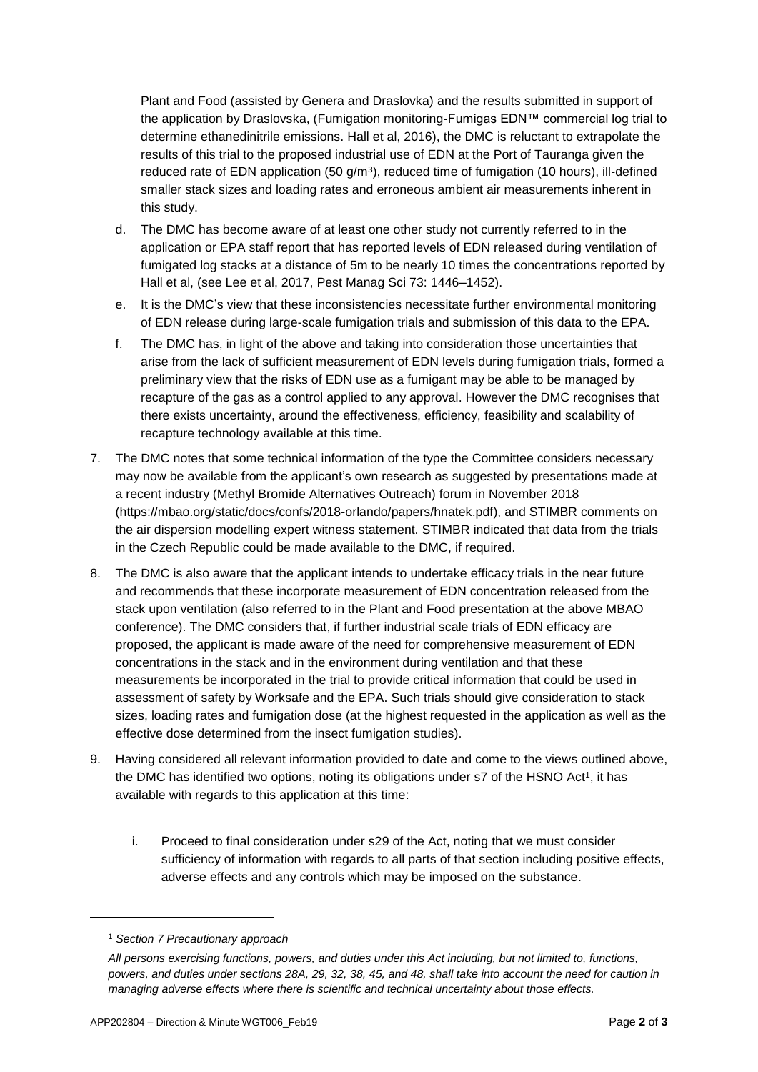Plant and Food (assisted by Genera and Draslovka) and the results submitted in support of the application by Draslovska, (Fumigation monitoring-Fumigas EDN™ commercial log trial to determine ethanedinitrile emissions. Hall et al, 2016), the DMC is reluctant to extrapolate the results of this trial to the proposed industrial use of EDN at the Port of Tauranga given the reduced rate of EDN application (50 g/m$^3$), reduced time of fumigation (10 hours), ill-defined smaller stack sizes and loading rates and erroneous ambient air measurements inherent in this study.

d. The DMC has become aware of at least one other study not currently referred to in the application or EPA staff report that has reported levels of EDN released during ventilation of fumigated log stacks at a distance of 5m to be nearly 10 times the concentrations reported by Hall et al, (see Lee et al, 2017, Pest Manag Sci 73: 1446–1452).

e. It is the DMC's view that these inconsistencies necessitate further environmental monitoring of EDN release during large-scale fumigation trials and submission of this data to the EPA.

f. The DMC has, in light of the above and taking into consideration those uncertainties that arise from the lack of sufficient measurement of EDN levels during fumigation trials, formed a preliminary view that the risks of EDN use as a fumigant may be able to be managed by recapture of the gas as a control applied to any approval. However the DMC recognises that there exists uncertainty, around the effectiveness, efficiency, feasibility and scalability of recapture technology available at this time.

7. The DMC notes that some technical information of the type the Committee considers necessary may now be available from the applicant's own research as suggested by presentations made at a recent industry (Methyl Bromide Alternatives Outreach) forum in November 2018 (https://mbao.org/static/docs/confs/2018-orlando/papers/hnatek.pdf), and STIMBR comments on the air dispersion modelling expert witness statement. STIMBR indicated that data from the trials in the Czech Republic could be made available to the DMC, if required.

8. The DMC is also aware that the applicant intends to undertake efficacy trials in the near future and recommends that these incorporate measurement of EDN concentration released from the stack upon ventilation (also referred to in the Plant and Food presentation at the above MBAO conference). The DMC considers that, if further industrial scale trials of EDN efficacy are proposed, the applicant is made aware of the need for comprehensive measurement of EDN concentrations in the stack and in the environment during ventilation and that these measurements be incorporated in the trial to provide critical information that could be used in assessment of safety by Worksafe and the EPA. Such trials should give consideration to stack sizes, loading rates and fumigation dose (at the highest requested in the application as well as the effective dose determined from the insect fumigation studies).

9. Having considered all relevant information provided to date and come to the views outlined above, the DMC has identified two options, noting its obligations under s7 of the HSNO Act[1], it has available with regards to this application at this time:

   i. Proceed to final consideration under s29 of the Act, noting that we must consider sufficiency of information with regards to all parts of that section including positive effects, adverse effects and any controls which may be imposed on the substance.

---

[1] *Section 7 Precautionary approach*

*All persons exercising functions, powers, and duties under this Act including, but not limited to, functions, powers, and duties under sections 28A, 29, 32, 38, 45, and 48, shall take into account the need for caution in managing adverse effects where there is scientific and technical uncertainty about those effects.*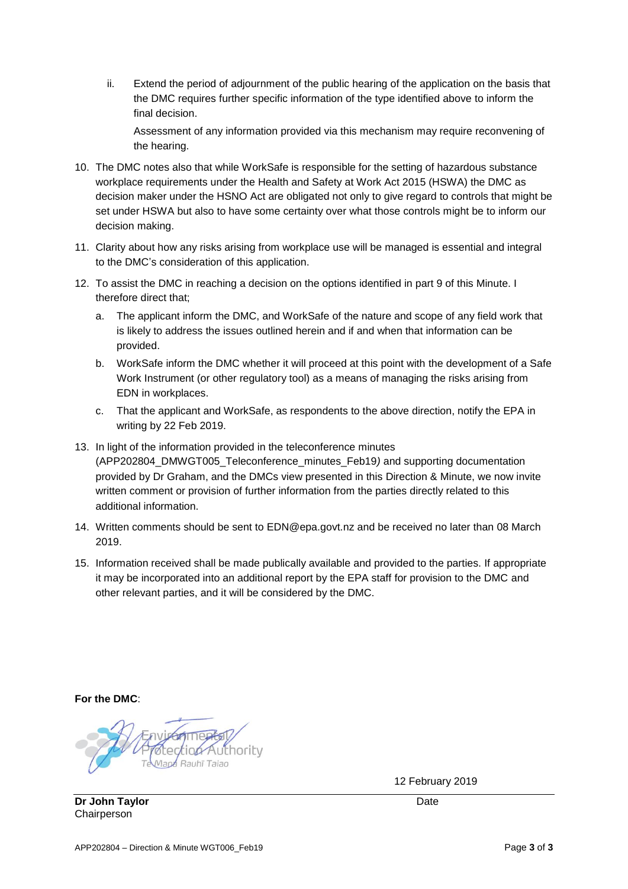ii. Extend the period of adjournment of the public hearing of the application on the basis that the DMC requires further specific information of the type identified above to inform the final decision.

    Assessment of any information provided via this mechanism may require reconvening of the hearing.

10. The DMC notes also that while WorkSafe is responsible for the setting of hazardous substance workplace requirements under the Health and Safety at Work Act 2015 (HSWA) the DMC as decision maker under the HSNO Act are obligated not only to give regard to controls that might be set under HSWA but also to have some certainty over what those controls might be to inform our decision making.

11. Clarity about how any risks arising from workplace use will be managed is essential and integral to the DMC's consideration of this application.

12. To assist the DMC in reaching a decision on the options identified in part 9 of this Minute. I therefore direct that;

    a. The applicant inform the DMC, and WorkSafe of the nature and scope of any field work that is likely to address the issues outlined herein and if and when that information can be provided.

    b. WorkSafe inform the DMC whether it will proceed at this point with the development of a Safe Work Instrument (or other regulatory tool) as a means of managing the risks arising from EDN in workplaces.

    c. That the applicant and WorkSafe, as respondents to the above direction, notify the EPA in writing by 22 Feb 2019.

13. In light of the information provided in the teleconference minutes (APP202804_DMWGT005_Teleconference_minutes_Feb19*)* and supporting documentation provided by Dr Graham, and the DMCs view presented in this Direction & Minute, we now invite written comment or provision of further information from the parties directly related to this additional information.

14. Written comments should be sent to EDN@epa.govt.nz and be received no later than 08 March 2019.

15. Information received shall be made publically available and provided to the parties. If appropriate it may be incorporated into an additional report by the EPA staff for provision to the DMC and other relevant parties, and it will be considered by the DMC.

**For the DMC**:

Environmental Protection Authority
Te Mana Rauhī Taiao

12 February 2019

**Dr John Taylor**
Chairperson

Date